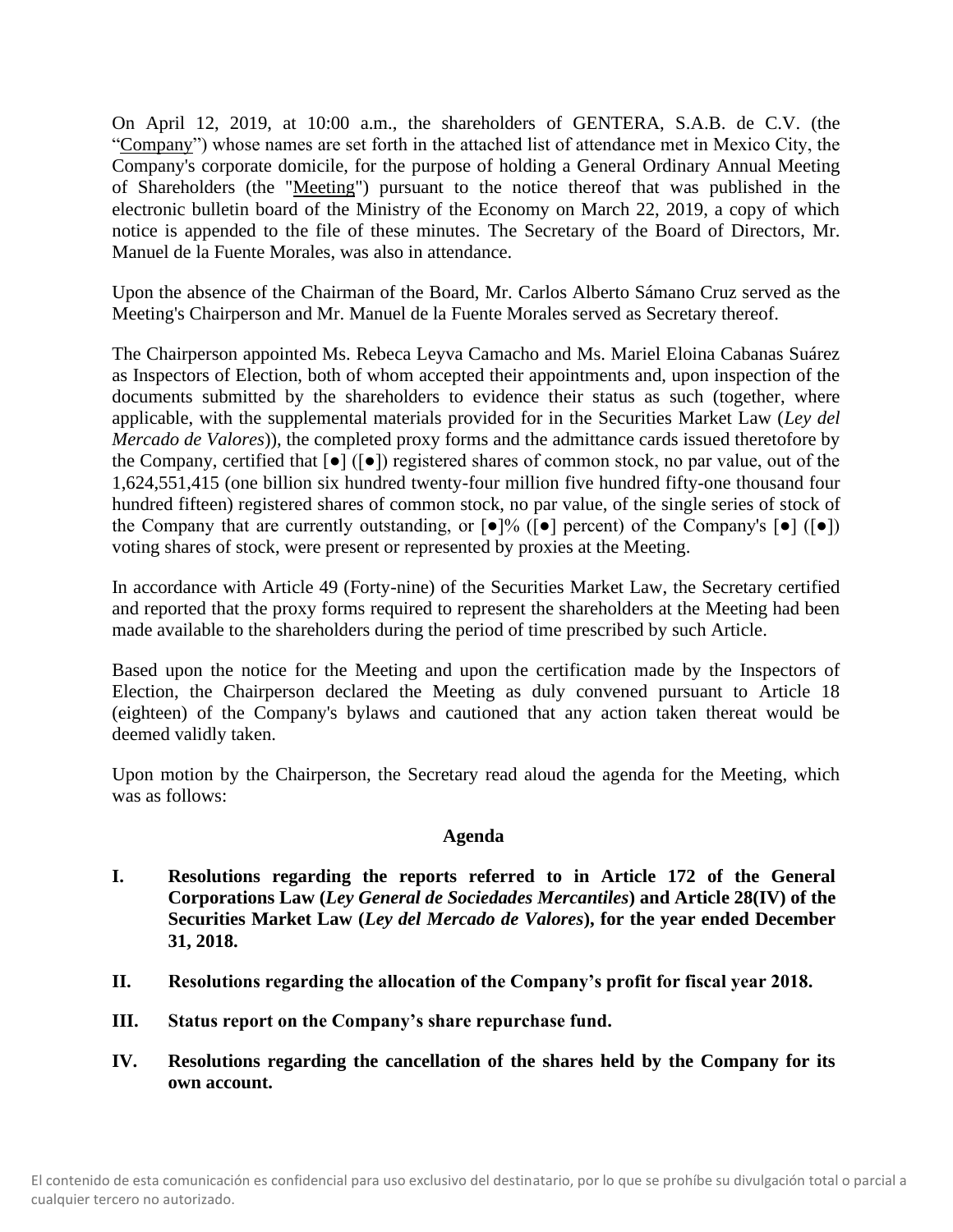On April 12, 2019, at 10:00 a.m., the shareholders of GENTERA, S.A.B. de C.V. (the "Company") whose names are set forth in the attached list of attendance met in Mexico City, the Company's corporate domicile, for the purpose of holding a General Ordinary Annual Meeting of Shareholders (the "Meeting") pursuant to the notice thereof that was published in the electronic bulletin board of the Ministry of the Economy on March 22, 2019, a copy of which notice is appended to the file of these minutes. The Secretary of the Board of Directors, Mr. Manuel de la Fuente Morales, was also in attendance.

Upon the absence of the Chairman of the Board, Mr. Carlos Alberto Sámano Cruz served as the Meeting's Chairperson and Mr. Manuel de la Fuente Morales served as Secretary thereof.

The Chairperson appointed Ms. Rebeca Leyva Camacho and Ms. Mariel Eloina Cabanas Suárez as Inspectors of Election, both of whom accepted their appointments and, upon inspection of the documents submitted by the shareholders to evidence their status as such (together, where applicable, with the supplemental materials provided for in the Securities Market Law (*Ley del Mercado de Valores*)), the completed proxy forms and the admittance cards issued theretofore by the Company, certified that [●] ([●]) registered shares of common stock, no par value, out of the 1,624,551,415 (one billion six hundred twenty-four million five hundred fifty-one thousand four hundred fifteen) registered shares of common stock, no par value, of the single series of stock of the Company that are currently outstanding, or [●]% ([●] percent) of the Company's [●] ([●]) voting shares of stock, were present or represented by proxies at the Meeting.

In accordance with Article 49 (Forty-nine) of the Securities Market Law, the Secretary certified and reported that the proxy forms required to represent the shareholders at the Meeting had been made available to the shareholders during the period of time prescribed by such Article.

Based upon the notice for the Meeting and upon the certification made by the Inspectors of Election, the Chairperson declared the Meeting as duly convened pursuant to Article 18 (eighteen) of the Company's bylaws and cautioned that any action taken thereat would be deemed validly taken.

Upon motion by the Chairperson, the Secretary read aloud the agenda for the Meeting, which was as follows:

**Agenda**

**I. Resolutions regarding the reports referred to in Article 172 of the General Corporations Law (*Ley General de Sociedades Mercantiles*) and Article 28(IV) of the Securities Market Law (*Ley del Mercado de Valores*), for the year ended December 31, 2018.**

**II. Resolutions regarding the allocation of the Company's profit for fiscal year 2018.**

**III. Status report on the Company's share repurchase fund.**

**IV. Resolutions regarding the cancellation of the shares held by the Company for its own account.**

El contenido de esta comunicación es confidencial para uso exclusivo del destinatario, por lo que se prohíbe su divulgación total o parcial a cualquier tercero no autorizado.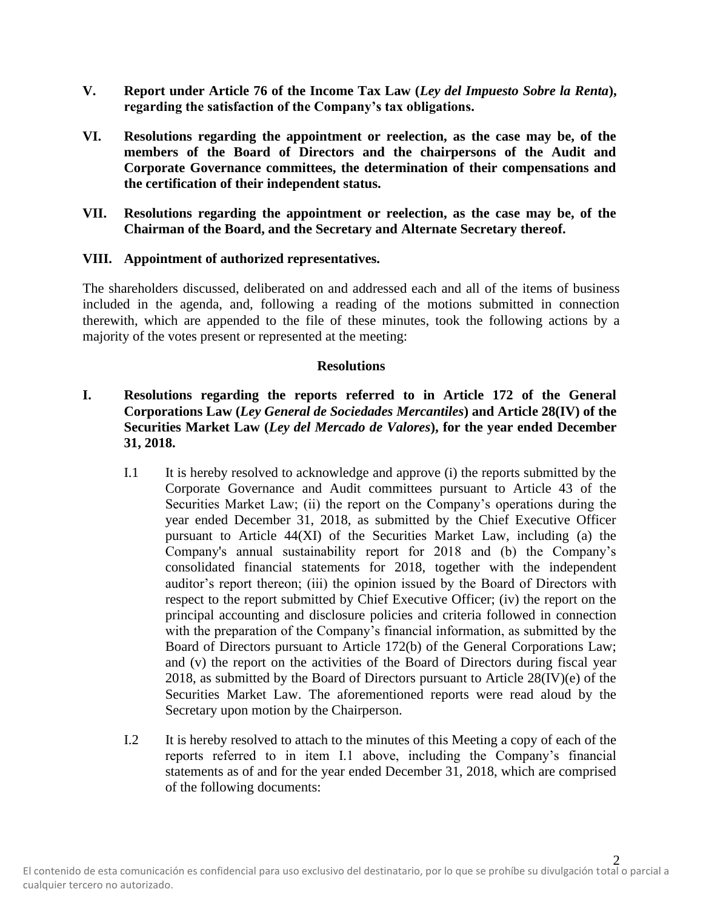**V. Report under Article 76 of the Income Tax Law (*Ley del Impuesto Sobre la Renta*), regarding the satisfaction of the Company's tax obligations.**

**VI. Resolutions regarding the appointment or reelection, as the case may be, of the members of the Board of Directors and the chairpersons of the Audit and Corporate Governance committees, the determination of their compensations and the certification of their independent status.**

**VII. Resolutions regarding the appointment or reelection, as the case may be, of the Chairman of the Board, and the Secretary and Alternate Secretary thereof.**

**VIII. Appointment of authorized representatives.**

The shareholders discussed, deliberated on and addressed each and all of the items of business included in the agenda, and, following a reading of the motions submitted in connection therewith, which are appended to the file of these minutes, took the following actions by a majority of the votes present or represented at the meeting:

## Resolutions

**I. Resolutions regarding the reports referred to in Article 172 of the General Corporations Law (*Ley General de Sociedades Mercantiles*) and Article 28(IV) of the Securities Market Law (*Ley del Mercado de Valores*), for the year ended December 31, 2018.**

I.1 It is hereby resolved to acknowledge and approve (i) the reports submitted by the Corporate Governance and Audit committees pursuant to Article 43 of the Securities Market Law; (ii) the report on the Company's operations during the year ended December 31, 2018, as submitted by the Chief Executive Officer pursuant to Article 44(XI) of the Securities Market Law, including (a) the Company's annual sustainability report for 2018 and (b) the Company's consolidated financial statements for 2018, together with the independent auditor's report thereon; (iii) the opinion issued by the Board of Directors with respect to the report submitted by Chief Executive Officer; (iv) the report on the principal accounting and disclosure policies and criteria followed in connection with the preparation of the Company's financial information, as submitted by the Board of Directors pursuant to Article 172(b) of the General Corporations Law; and (v) the report on the activities of the Board of Directors during fiscal year 2018, as submitted by the Board of Directors pursuant to Article 28(IV)(e) of the Securities Market Law. The aforementioned reports were read aloud by the Secretary upon motion by the Chairperson.

I.2 It is hereby resolved to attach to the minutes of this Meeting a copy of each of the reports referred to in item I.1 above, including the Company's financial statements as of and for the year ended December 31, 2018, which are comprised of the following documents: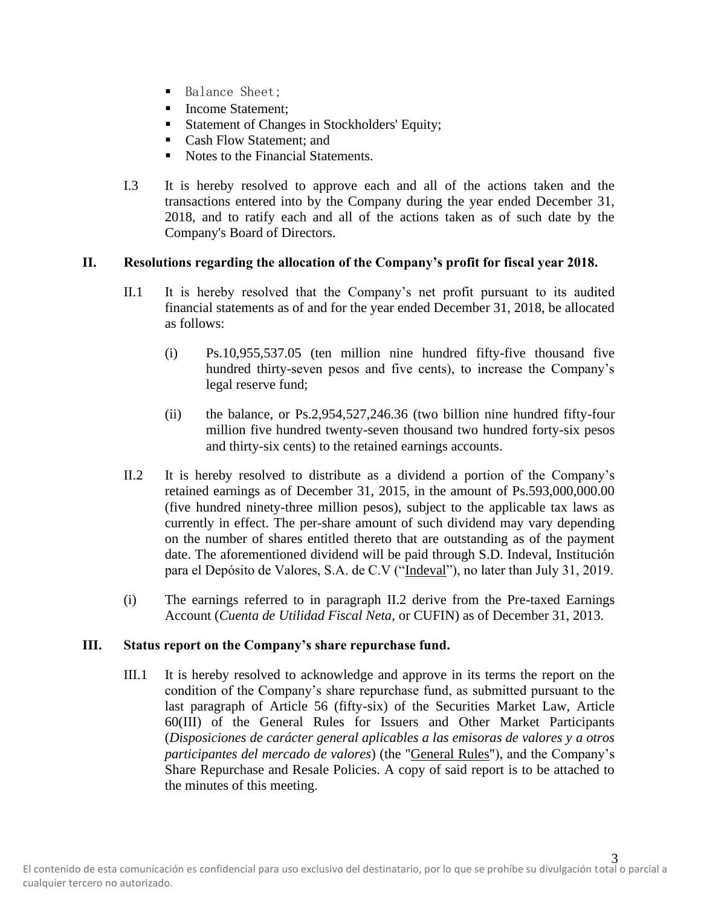- Balance Sheet;
- Income Statement;
- Statement of Changes in Stockholders' Equity;
- Cash Flow Statement; and
- Notes to the Financial Statements.

I.3 It is hereby resolved to approve each and all of the actions taken and the transactions entered into by the Company during the year ended December 31, 2018, and to ratify each and all of the actions taken as of such date by the Company's Board of Directors.

**II. Resolutions regarding the allocation of the Company's profit for fiscal year 2018.**

II.1 It is hereby resolved that the Company's net profit pursuant to its audited financial statements as of and for the year ended December 31, 2018, be allocated as follows:

(i) Ps.10,955,537.05 (ten million nine hundred fifty-five thousand five hundred thirty-seven pesos and five cents), to increase the Company's legal reserve fund;

(ii) the balance, or Ps.2,954,527,246.36 (two billion nine hundred fifty-four million five hundred twenty-seven thousand two hundred forty-six pesos and thirty-six cents) to the retained earnings accounts.

II.2 It is hereby resolved to distribute as a dividend a portion of the Company's retained earnings as of December 31, 2015, in the amount of Ps.593,000,000.00 (five hundred ninety-three million pesos), subject to the applicable tax laws as currently in effect. The per-share amount of such dividend may vary depending on the number of shares entitled thereto that are outstanding as of the payment date. The aforementioned dividend will be paid through S.D. Indeval, Institución para el Depósito de Valores, S.A. de C.V ("Indeval"), no later than July 31, 2019.

(i) The earnings referred to in paragraph II.2 derive from the Pre-taxed Earnings Account (*Cuenta de Utilidad Fiscal Neta,* or CUFIN) as of December 31, 2013.

**III. Status report on the Company's share repurchase fund.**

III.1 It is hereby resolved to acknowledge and approve in its terms the report on the condition of the Company's share repurchase fund, as submitted pursuant to the last paragraph of Article 56 (fifty-six) of the Securities Market Law, Article 60(III) of the General Rules for Issuers and Other Market Participants (*Disposiciones de carácter general aplicables a las emisoras de valores y a otros participantes del mercado de valores*) (the "General Rules"), and the Company's Share Repurchase and Resale Policies. A copy of said report is to be attached to the minutes of this meeting.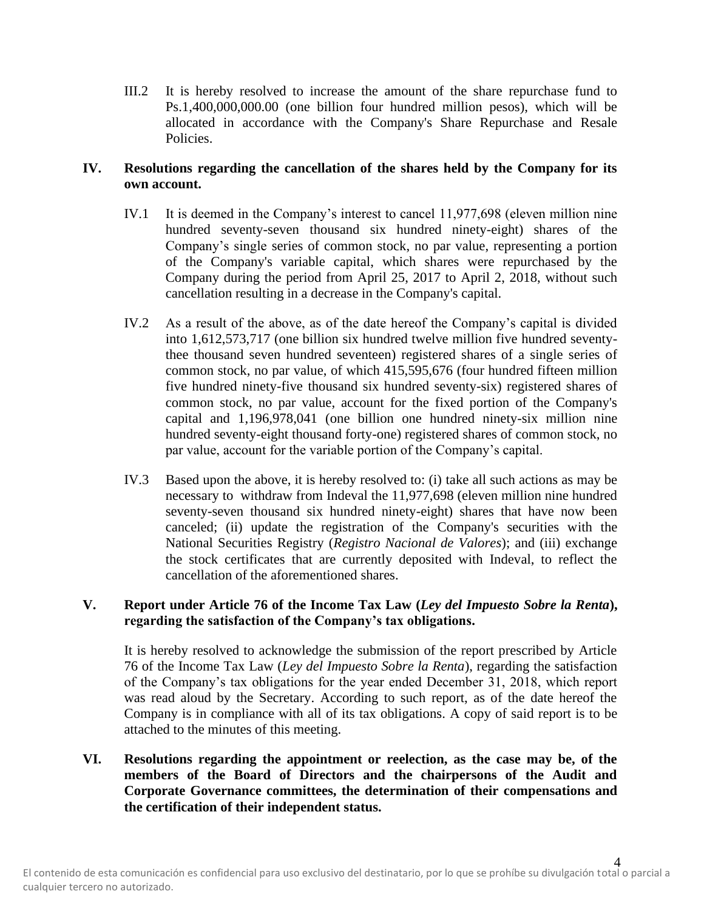III.2 It is hereby resolved to increase the amount of the share repurchase fund to Ps.1,400,000,000.00 (one billion four hundred million pesos), which will be allocated in accordance with the Company's Share Repurchase and Resale Policies.

**IV. Resolutions regarding the cancellation of the shares held by the Company for its own account.**

IV.1 It is deemed in the Company's interest to cancel 11,977,698 (eleven million nine hundred seventy-seven thousand six hundred ninety-eight) shares of the Company's single series of common stock, no par value, representing a portion of the Company's variable capital, which shares were repurchased by the Company during the period from April 25, 2017 to April 2, 2018, without such cancellation resulting in a decrease in the Company's capital.

IV.2 As a result of the above, as of the date hereof the Company's capital is divided into 1,612,573,717 (one billion six hundred twelve million five hundred seventy-thee thousand seven hundred seventeen) registered shares of a single series of common stock, no par value, of which 415,595,676 (four hundred fifteen million five hundred ninety-five thousand six hundred seventy-six) registered shares of common stock, no par value, account for the fixed portion of the Company's capital and 1,196,978,041 (one billion one hundred ninety-six million nine hundred seventy-eight thousand forty-one) registered shares of common stock, no par value, account for the variable portion of the Company's capital.

IV.3 Based upon the above, it is hereby resolved to: (i) take all such actions as may be necessary to withdraw from Indeval the 11,977,698 (eleven million nine hundred seventy-seven thousand six hundred ninety-eight) shares that have now been canceled; (ii) update the registration of the Company's securities with the National Securities Registry (*Registro Nacional de Valores*); and (iii) exchange the stock certificates that are currently deposited with Indeval, to reflect the cancellation of the aforementioned shares.

**V. Report under Article 76 of the Income Tax Law (*Ley del Impuesto Sobre la Renta*), regarding the satisfaction of the Company's tax obligations.**

It is hereby resolved to acknowledge the submission of the report prescribed by Article 76 of the Income Tax Law (*Ley del Impuesto Sobre la Renta*), regarding the satisfaction of the Company's tax obligations for the year ended December 31, 2018, which report was read aloud by the Secretary. According to such report, as of the date hereof the Company is in compliance with all of its tax obligations. A copy of said report is to be attached to the minutes of this meeting.

**VI. Resolutions regarding the appointment or reelection, as the case may be, of the members of the Board of Directors and the chairpersons of the Audit and Corporate Governance committees, the determination of their compensations and the certification of their independent status.**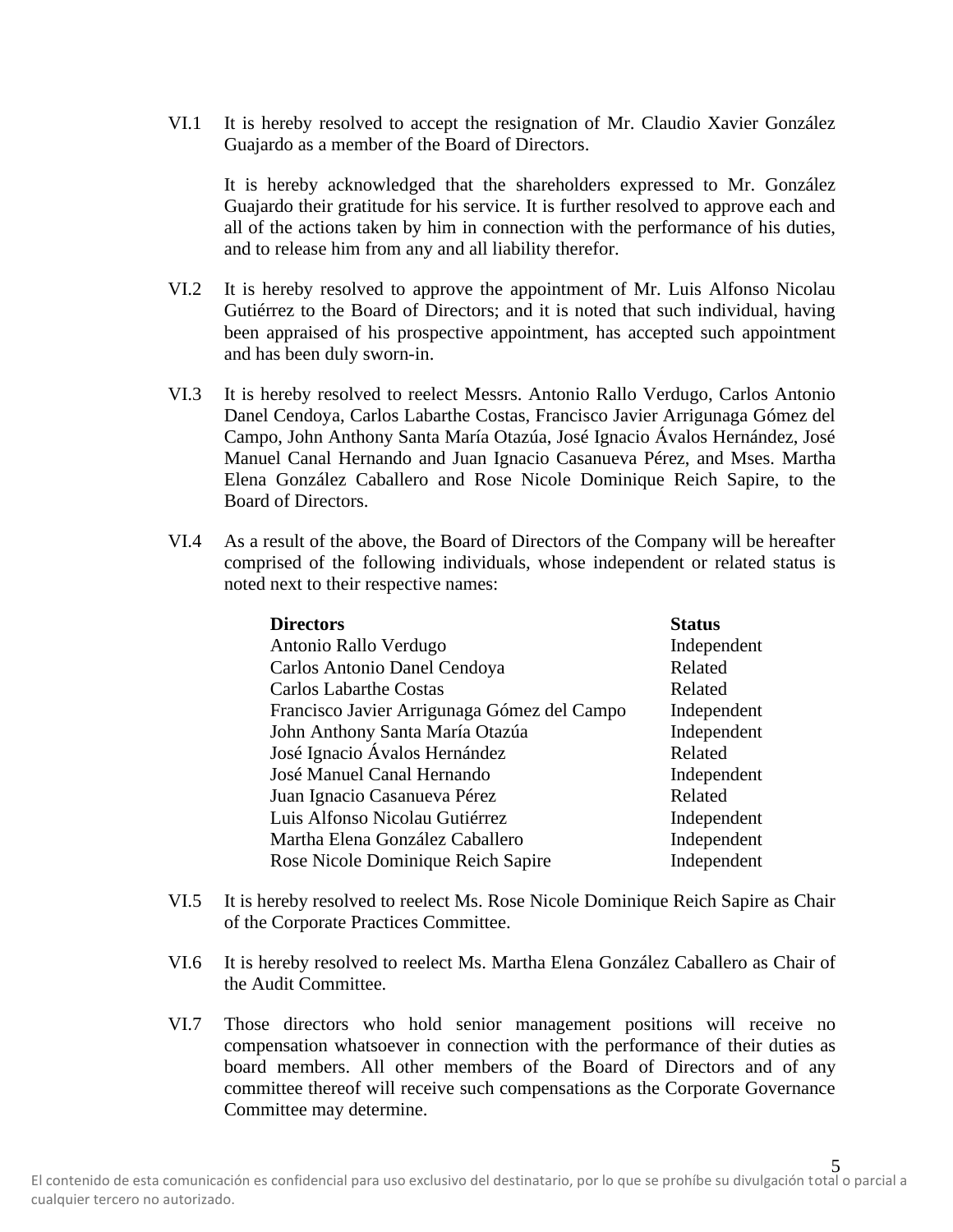VI.1 It is hereby resolved to accept the resignation of Mr. Claudio Xavier González Guajardo as a member of the Board of Directors.

It is hereby acknowledged that the shareholders expressed to Mr. González Guajardo their gratitude for his service. It is further resolved to approve each and all of the actions taken by him in connection with the performance of his duties, and to release him from any and all liability therefor.

VI.2 It is hereby resolved to approve the appointment of Mr. Luis Alfonso Nicolau Gutiérrez to the Board of Directors; and it is noted that such individual, having been appraised of his prospective appointment, has accepted such appointment and has been duly sworn-in.

VI.3 It is hereby resolved to reelect Messrs. Antonio Rallo Verdugo, Carlos Antonio Danel Cendoya, Carlos Labarthe Costas, Francisco Javier Arrigunaga Gómez del Campo, John Anthony Santa María Otazúa, José Ignacio Ávalos Hernández, José Manuel Canal Hernando and Juan Ignacio Casanueva Pérez, and Mses. Martha Elena González Caballero and Rose Nicole Dominique Reich Sapire, to the Board of Directors.

VI.4 As a result of the above, the Board of Directors of the Company will be hereafter comprised of the following individuals, whose independent or related status is noted next to their respective names:

| Directors | Status |
|---|---|
| Antonio Rallo Verdugo | Independent |
| Carlos Antonio Danel Cendoya | Related |
| Carlos Labarthe Costas | Related |
| Francisco Javier Arrigunaga Gómez del Campo | Independent |
| John Anthony Santa María Otazúa | Independent |
| José Ignacio Ávalos Hernández | Related |
| José Manuel Canal Hernando | Independent |
| Juan Ignacio Casanueva Pérez | Related |
| Luis Alfonso Nicolau Gutiérrez | Independent |
| Martha Elena González Caballero | Independent |
| Rose Nicole Dominique Reich Sapire | Independent |

VI.5 It is hereby resolved to reelect Ms. Rose Nicole Dominique Reich Sapire as Chair of the Corporate Practices Committee.

VI.6 It is hereby resolved to reelect Ms. Martha Elena González Caballero as Chair of the Audit Committee.

VI.7 Those directors who hold senior management positions will receive no compensation whatsoever in connection with the performance of their duties as board members. All other members of the Board of Directors and of any committee thereof will receive such compensations as the Corporate Governance Committee may determine.

El contenido de esta comunicación es confidencial para uso exclusivo del destinatario, por lo que se prohíbe su divulgación total o parcial a cualquier tercero no autorizado.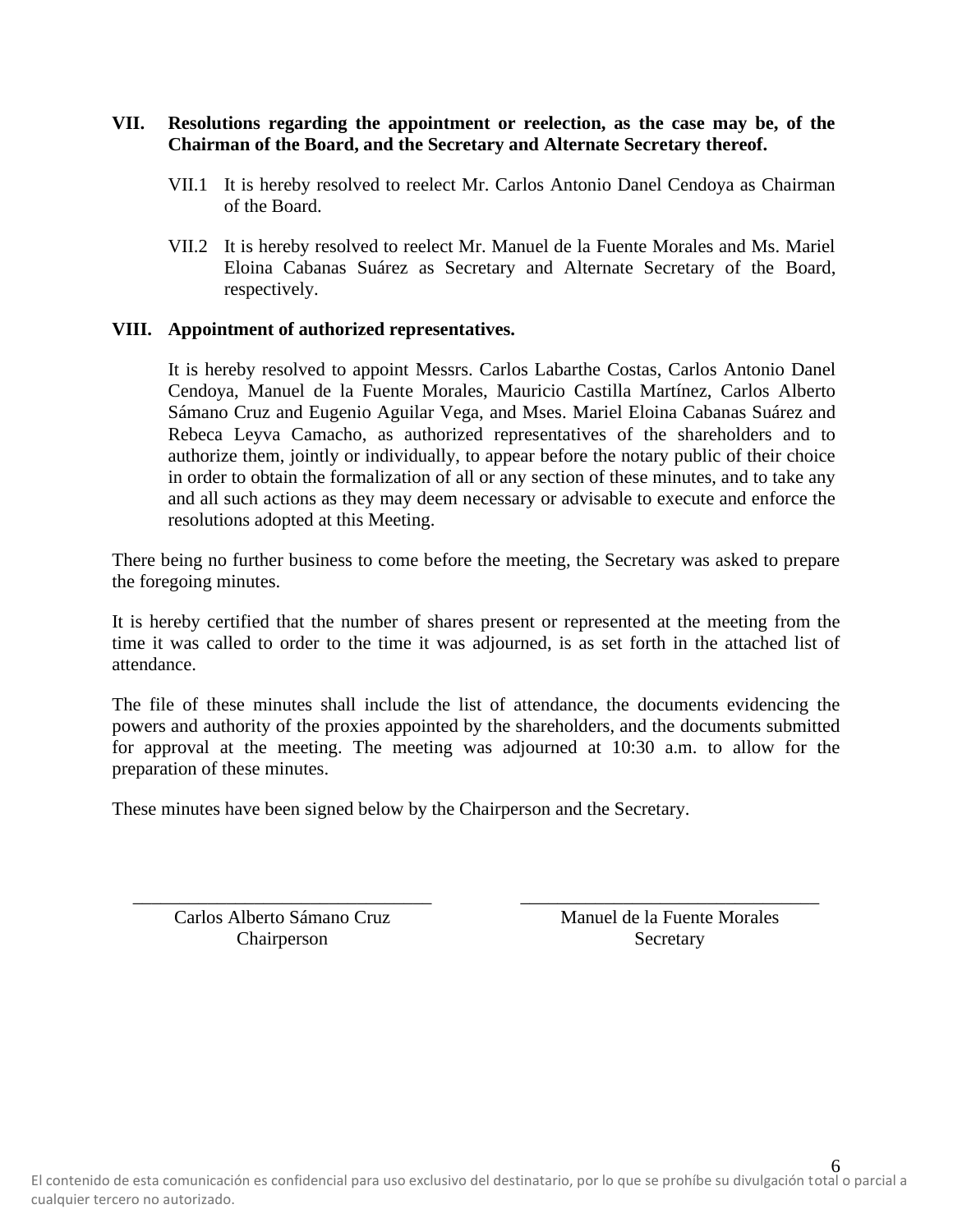**VII. Resolutions regarding the appointment or reelection, as the case may be, of the Chairman of the Board, and the Secretary and Alternate Secretary thereof.**

VII.1 It is hereby resolved to reelect Mr. Carlos Antonio Danel Cendoya as Chairman of the Board.

VII.2 It is hereby resolved to reelect Mr. Manuel de la Fuente Morales and Ms. Mariel Eloina Cabanas Suárez as Secretary and Alternate Secretary of the Board, respectively.

**VIII. Appointment of authorized representatives.**

It is hereby resolved to appoint Messrs. Carlos Labarthe Costas, Carlos Antonio Danel Cendoya, Manuel de la Fuente Morales, Mauricio Castilla Martínez, Carlos Alberto Sámano Cruz and Eugenio Aguilar Vega, and Mses. Mariel Eloina Cabanas Suárez and Rebeca Leyva Camacho, as authorized representatives of the shareholders and to authorize them, jointly or individually, to appear before the notary public of their choice in order to obtain the formalization of all or any section of these minutes, and to take any and all such actions as they may deem necessary or advisable to execute and enforce the resolutions adopted at this Meeting.

There being no further business to come before the meeting, the Secretary was asked to prepare the foregoing minutes.

It is hereby certified that the number of shares present or represented at the meeting from the time it was called to order to the time it was adjourned, is as set forth in the attached list of attendance.

The file of these minutes shall include the list of attendance, the documents evidencing the powers and authority of the proxies appointed by the shareholders, and the documents submitted for approval at the meeting. The meeting was adjourned at 10:30 a.m. to allow for the preparation of these minutes.

These minutes have been signed below by the Chairperson and the Secretary.

| | |
|---|---|
| \_\_\_\_\_\_\_\_\_\_\_\_\_\_\_\_\_\_\_\_\_\_\_\_\_\_\_\_\_\_ | \_\_\_\_\_\_\_\_\_\_\_\_\_\_\_\_\_\_\_\_\_\_\_\_\_\_\_\_\_\_ |
| Carlos Alberto Sámano Cruz | Manuel de la Fuente Morales |
| Chairperson | Secretary |

El contenido de esta comunicación es confidencial para uso exclusivo del destinatario, por lo que se prohíbe su divulgación total o parcial a cualquier tercero no autorizado.